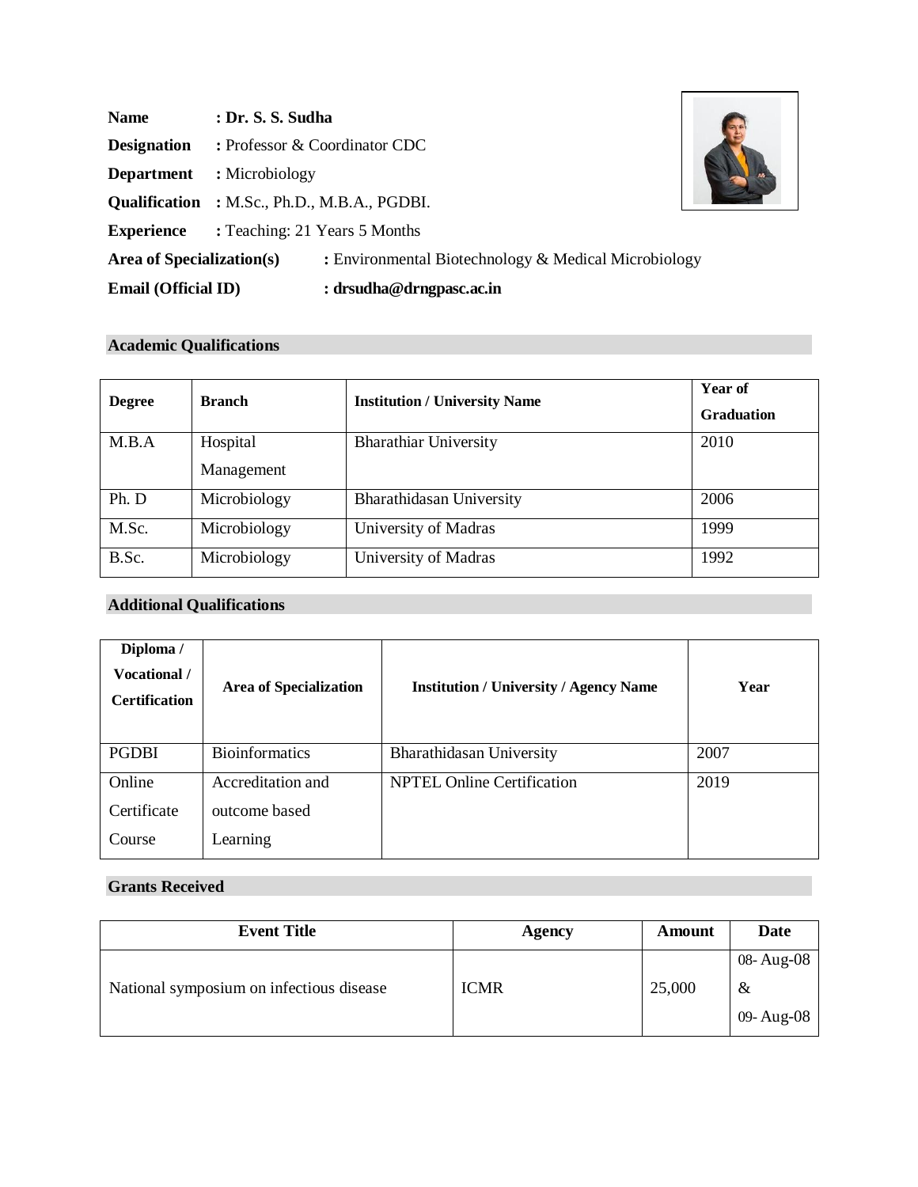**Name** : **Dr. S. S. Sudha**

**Designation** : Professor & Coordinator CDC

**Department** : Microbiology

**Qualification** : M.Sc., Ph.D., M.B.A., PGDBI.

**Experience** : Teaching: 21 Years 5 Months

**Area of Specialization(s)** : Environmental Biotechnology & Medical Microbiology

**Email (Official ID)** : **drsudha@drngpasc.ac.in**

## Academic Qualifications

| Degree | Branch | Institution / University Name | Year of Graduation |
|---|---|---|---|
| M.B.A | Hospital Management | Bharathiar University | 2010 |
| Ph. D | Microbiology | Bharathidasan University | 2006 |
| M.Sc. | Microbiology | University of Madras | 1999 |
| B.Sc. | Microbiology | University of Madras | 1992 |

## Additional Qualifications

| Diploma / Vocational / Certification | Area of Specialization | Institution / University / Agency Name | Year |
|---|---|---|---|
| PGDBI | Bioinformatics | Bharathidasan University | 2007 |
| Online Certificate Course | Accreditation and outcome based Learning | NPTEL Online Certification | 2019 |

## Grants Received

| Event Title | Agency | Amount | Date |
|---|---|---|---|
| National symposium on infectious disease | ICMR | 25,000 | 08- Aug-08 & 09- Aug-08 |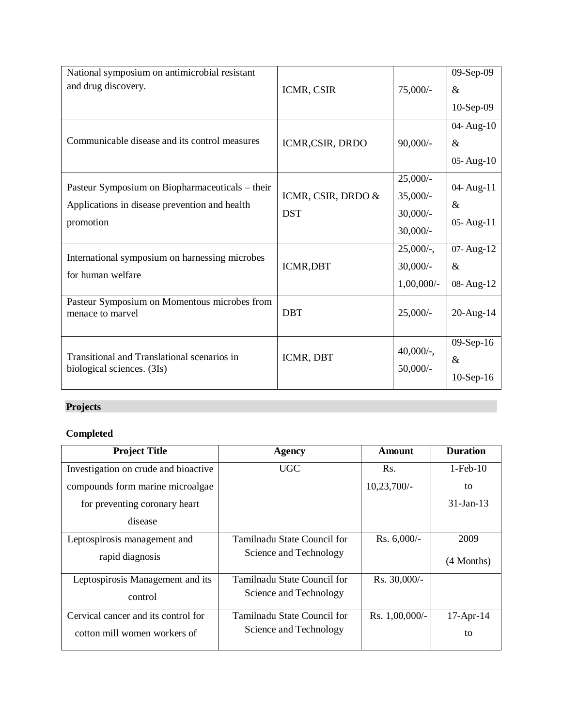| | | | |
|---|---|---|---|
| National symposium on antimicrobial resistant and drug discovery. | ICMR, CSIR | 75,000/- | 09-Sep-09 & 10-Sep-09 |
| Communicable disease and its control measures | ICMR,CSIR, DRDO | 90,000/- | 04- Aug-10 & 05- Aug-10 |
| Pasteur Symposium on Biopharmaceuticals – their Applications in disease prevention and health promotion | ICMR, CSIR, DRDO & DST | 25,000/- 35,000/- 30,000/- 30,000/- | 04- Aug-11 & 05- Aug-11 |
| International symposium on harnessing microbes for human welfare | ICMR,DBT | 25,000/-, 30,000/- 1,00,000/- | 07- Aug-12 & 08- Aug-12 |
| Pasteur Symposium on Momentous microbes from menace to marvel | DBT | 25,000/- | 20-Aug-14 |
| Transitional and Translational scenarios in biological sciences. (3Is) | ICMR, DBT | 40,000/-, 50,000/- | 09-Sep-16 & 10-Sep-16 |

## Projects

### Completed

| Project Title | Agency | Amount | Duration |
|---|---|---|---|
| Investigation on crude and bioactive compounds form marine microalgae for preventing coronary heart disease | UGC | Rs. 10,23,700/- | 1-Feb-10 to 31-Jan-13 |
| Leptospirosis management and rapid diagnosis | Tamilnadu State Council for Science and Technology | Rs. 6,000/- | 2009 (4 Months) |
| Leptospirosis Management and its control | Tamilnadu State Council for Science and Technology | Rs. 30,000/- | |
| Cervical cancer and its control for cotton mill women workers of | Tamilnadu State Council for Science and Technology | Rs. 1,00,000/- | 17-Apr-14 to |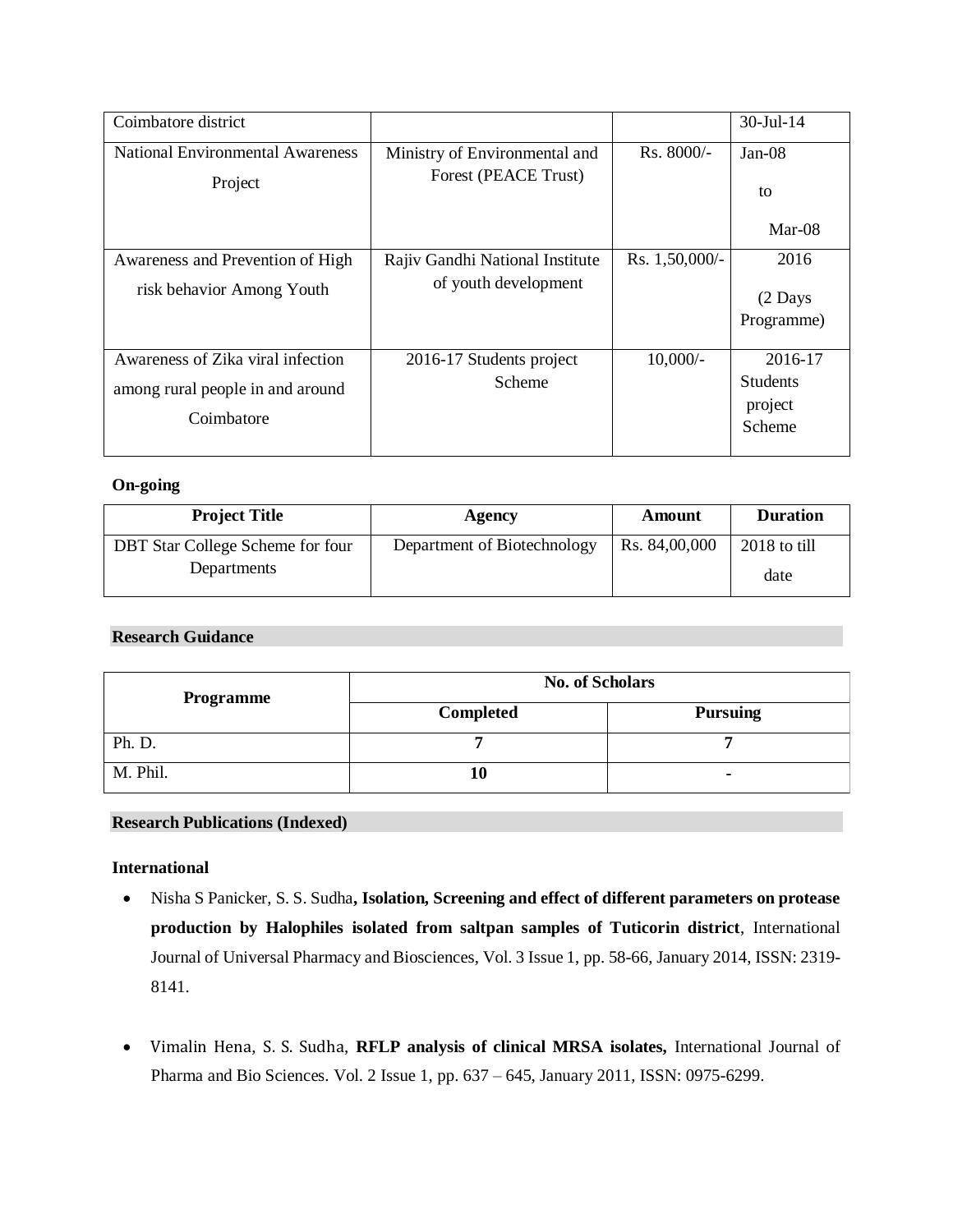| | | | |
|---|---|---|---|
| Coimbatore district | | | 30-Jul-14 |
| National Environmental Awareness Project | Ministry of Environmental and Forest (PEACE Trust) | Rs. 8000/- | Jan-08 to Mar-08 |
| Awareness and Prevention of High risk behavior Among Youth | Rajiv Gandhi National Institute of youth development | Rs. 1,50,000/- | 2016 (2 Days Programme) |
| Awareness of Zika viral infection among rural people in and around Coimbatore | 2016-17 Students project Scheme | 10,000/- | 2016-17 Students project Scheme |

**On-going**

| Project Title | Agency | Amount | Duration |
|---|---|---|---|
| DBT Star College Scheme for four Departments | Department of Biotechnology | Rs. 84,00,000 | 2018 to till date |

## Research Guidance

| Programme | No. of Scholars | |
|---|---|---|
| | **Completed** | **Pursuing** |
| Ph. D. | **7** | **7** |
| M. Phil. | **10** | **-** |

## Research Publications (Indexed)

### International

- Nisha S Panicker, S. S. Sudha**, Isolation, Screening and effect of different parameters on protease production by Halophiles isolated from saltpan samples of Tuticorin district**, International Journal of Universal Pharmacy and Biosciences, Vol. 3 Issue 1, pp. 58-66, January 2014, ISSN: 2319-8141.

- Vimalin Hena, S. S. Sudha, **RFLP analysis of clinical MRSA isolates,** International Journal of Pharma and Bio Sciences. Vol. 2 Issue 1, pp. 637 – 645, January 2011, ISSN: 0975-6299.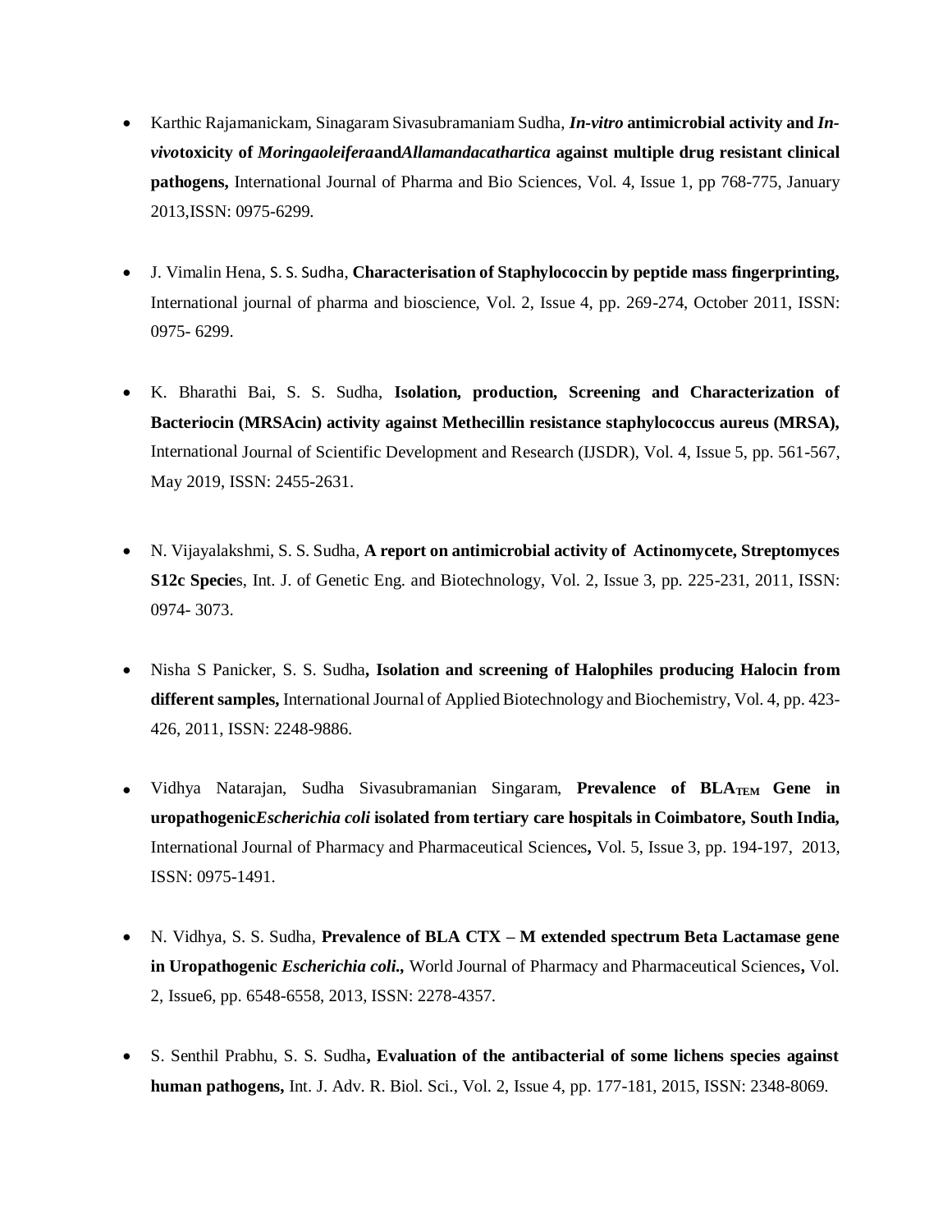- Karthic Rajamanickam, Sinagaram Sivasubramaniam Sudha, ***In-vitro* antimicrobial activity and *In-vivo*toxicity of *Moringaoleifera*and*Allamandacathartica* against multiple drug resistant clinical pathogens,** International Journal of Pharma and Bio Sciences, Vol. 4, Issue 1, pp 768-775, January 2013,ISSN: 0975-6299.

- J. Vimalin Hena, S. S. Sudha, **Characterisation of Staphylococcin by peptide mass fingerprinting,** International journal of pharma and bioscience, Vol. 2, Issue 4, pp. 269-274, October 2011, ISSN: 0975- 6299.

- K. Bharathi Bai, S. S. Sudha, **Isolation, production, Screening and Characterization of Bacteriocin (MRSAcin) activity against Methecillin resistance staphylococcus aureus (MRSA),** International Journal of Scientific Development and Research (IJSDR), Vol. 4, Issue 5, pp. 561-567, May 2019, ISSN: 2455-2631.

- N. Vijayalakshmi, S. S. Sudha, **A report on antimicrobial activity of Actinomycete, Streptomyces S12c Specie**s, Int. J. of Genetic Eng. and Biotechnology, Vol. 2, Issue 3, pp. 225-231, 2011, ISSN: 0974- 3073.

- Nisha S Panicker, S. S. Sudha**, Isolation and screening of Halophiles producing Halocin from different samples,** International Journal of Applied Biotechnology and Biochemistry, Vol. 4, pp. 423-426, 2011, ISSN: 2248-9886.

- Vidhya Natarajan, Sudha Sivasubramanian Singaram, **Prevalence of $BLA_{TEM}$ Gene in uropathogenic*Escherichia coli* isolated from tertiary care hospitals in Coimbatore, South India,** International Journal of Pharmacy and Pharmaceutical Sciences**,** Vol. 5, Issue 3, pp. 194-197, 2013, ISSN: 0975-1491.

- N. Vidhya, S. S. Sudha, **Prevalence of BLA CTX – M extended spectrum Beta Lactamase gene in Uropathogenic *Escherichia coli*.,** World Journal of Pharmacy and Pharmaceutical Sciences**,** Vol. 2, Issue6, pp. 6548-6558, 2013, ISSN: 2278-4357.

- S. Senthil Prabhu, S. S. Sudha**, Evaluation of the antibacterial of some lichens species against human pathogens,** Int. J. Adv. R. Biol. Sci., Vol. 2, Issue 4, pp. 177-181, 2015, ISSN: 2348-8069.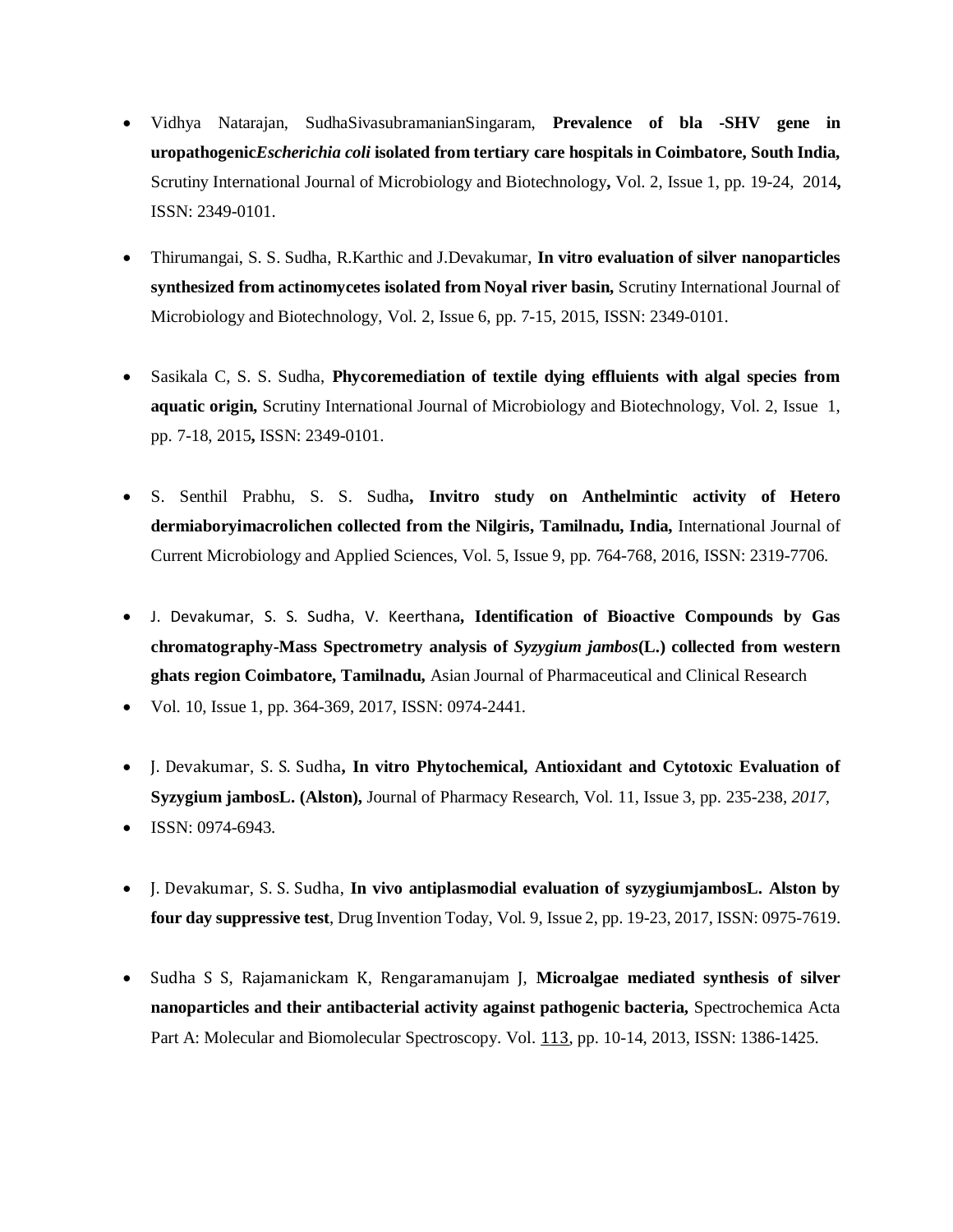- Vidhya Natarajan, SudhaSivasubramanianSingaram, **Prevalence of bla -SHV gene in uropathogenic*Escherichia coli* isolated from tertiary care hospitals in Coimbatore, South India,** Scrutiny International Journal of Microbiology and Biotechnology**,** Vol. 2, Issue 1, pp. 19-24, 2014**,** ISSN: 2349-0101.

- Thirumangai, S. S. Sudha, R.Karthic and J.Devakumar, **In vitro evaluation of silver nanoparticles synthesized from actinomycetes isolated from Noyal river basin,** Scrutiny International Journal of Microbiology and Biotechnology, Vol. 2, Issue 6, pp. 7-15, 2015, ISSN: 2349-0101.

- Sasikala C, S. S. Sudha, **Phycoremediation of textile dying effluients with algal species from aquatic origin,** Scrutiny International Journal of Microbiology and Biotechnology, Vol. 2, Issue 1, pp. 7-18, 2015**,** ISSN: 2349-0101.

- S. Senthil Prabhu, S. S. Sudha**, Invitro study on Anthelmintic activity of Hetero dermiaboryimacrolichen collected from the Nilgiris, Tamilnadu, India,** International Journal of Current Microbiology and Applied Sciences, Vol. 5, Issue 9, pp. 764-768, 2016, ISSN: 2319-7706.

- J. Devakumar, S. S. Sudha, V. Keerthana**, Identification of Bioactive Compounds by Gas chromatography-Mass Spectrometry analysis of *Syzygium jambos*(L.) collected from western ghats region Coimbatore, Tamilnadu,** Asian Journal of Pharmaceutical and Clinical Research
- Vol. 10, Issue 1, pp. 364-369, 2017, ISSN: 0974-2441.

- J. Devakumar, S. S. Sudha**, In vitro Phytochemical, Antioxidant and Cytotoxic Evaluation of Syzygium jambosL. (Alston),** Journal of Pharmacy Research, Vol. 11, Issue 3, pp. 235-238, *2017,*
- ISSN: 0974-6943.

- J. Devakumar, S. S. Sudha, **In vivo antiplasmodial evaluation of syzygiumjambosL. Alston by four day suppressive test**, Drug Invention Today, Vol. 9, Issue 2, pp. 19-23, 2017, ISSN: 0975-7619.

- Sudha S S, Rajamanickam K, Rengaramanujam J, **Microalgae mediated synthesis of silver nanoparticles and their antibacterial activity against pathogenic bacteria,** Spectrochemica Acta Part A: Molecular and Biomolecular Spectroscopy. Vol. 113, pp. 10-14, 2013, ISSN: 1386-1425.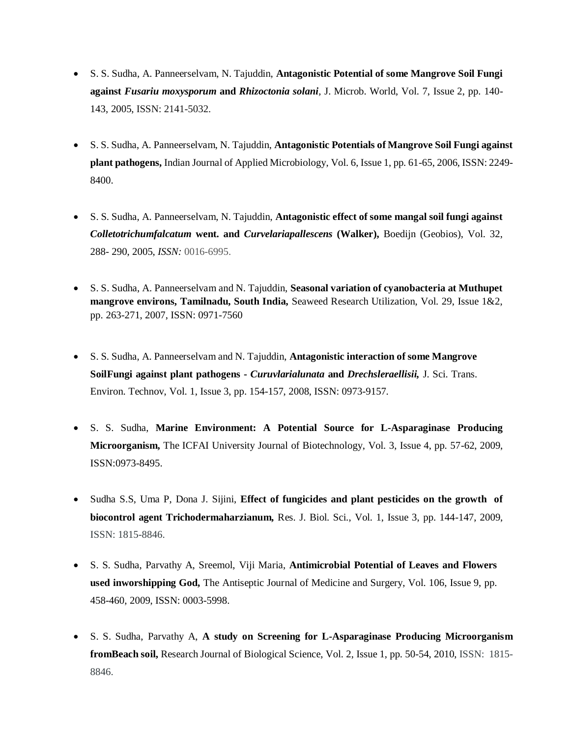- S. S. Sudha, A. Panneerselvam, N. Tajuddin, **Antagonistic Potential of some Mangrove Soil Fungi against *Fusariu moxysporum* and *Rhizoctonia solani***, J. Microb. World, Vol. 7, Issue 2, pp. 140-143, 2005, ISSN: 2141-5032.

- S. S. Sudha, A. Panneerselvam, N. Tajuddin, **Antagonistic Potentials of Mangrove Soil Fungi against plant pathogens,** Indian Journal of Applied Microbiology, Vol. 6, Issue 1, pp. 61-65, 2006, ISSN: 2249-8400.

- S. S. Sudha, A. Panneerselvam, N. Tajuddin, **Antagonistic effect of some mangal soil fungi against *Colletotrichumfalcatum* went. and *Curvelariapallescens* (Walker),** Boedijn (Geobios), Vol. 32, 288- 290, 2005, *ISSN:* 0016-6995.

- S. S. Sudha, A. Panneerselvam and N. Tajuddin, **Seasonal variation of cyanobacteria at Muthupet mangrove environs, Tamilnadu, South India,** Seaweed Research Utilization, Vol. 29, Issue 1&2, pp. 263-271, 2007, ISSN: 0971-7560

- S. S. Sudha, A. Panneerselvam and N. Tajuddin, **Antagonistic interaction of some Mangrove SoilFungi against plant pathogens - *Curuvlarialunata* and *Drechsleraellisii*,** J. Sci. Trans. Environ. Technov, Vol. 1, Issue 3, pp. 154-157, 2008, ISSN: 0973-9157.

- S. S. Sudha, **Marine Environment: A Potential Source for L-Asparaginase Producing Microorganism,** The ICFAI University Journal of Biotechnology, Vol. 3, Issue 4, pp. 57-62, 2009, ISSN:0973-8495.

- Sudha S.S, Uma P, Dona J. Sijini, **Effect of fungicides and plant pesticides on the growth of biocontrol agent Trichodermaharzianum,** Res. J. Biol. Sci., Vol. 1, Issue 3, pp. 144-147, 2009, ISSN: 1815-8846.

- S. S. Sudha, Parvathy A, Sreemol, Viji Maria, **Antimicrobial Potential of Leaves and Flowers used inworshipping God,** The Antiseptic Journal of Medicine and Surgery, Vol. 106, Issue 9, pp. 458-460, 2009, ISSN: 0003-5998.

- S. S. Sudha, Parvathy A, **A study on Screening for L-Asparaginase Producing Microorganism fromBeach soil,** Research Journal of Biological Science, Vol. 2, Issue 1, pp. 50-54, 2010, ISSN: 1815-8846.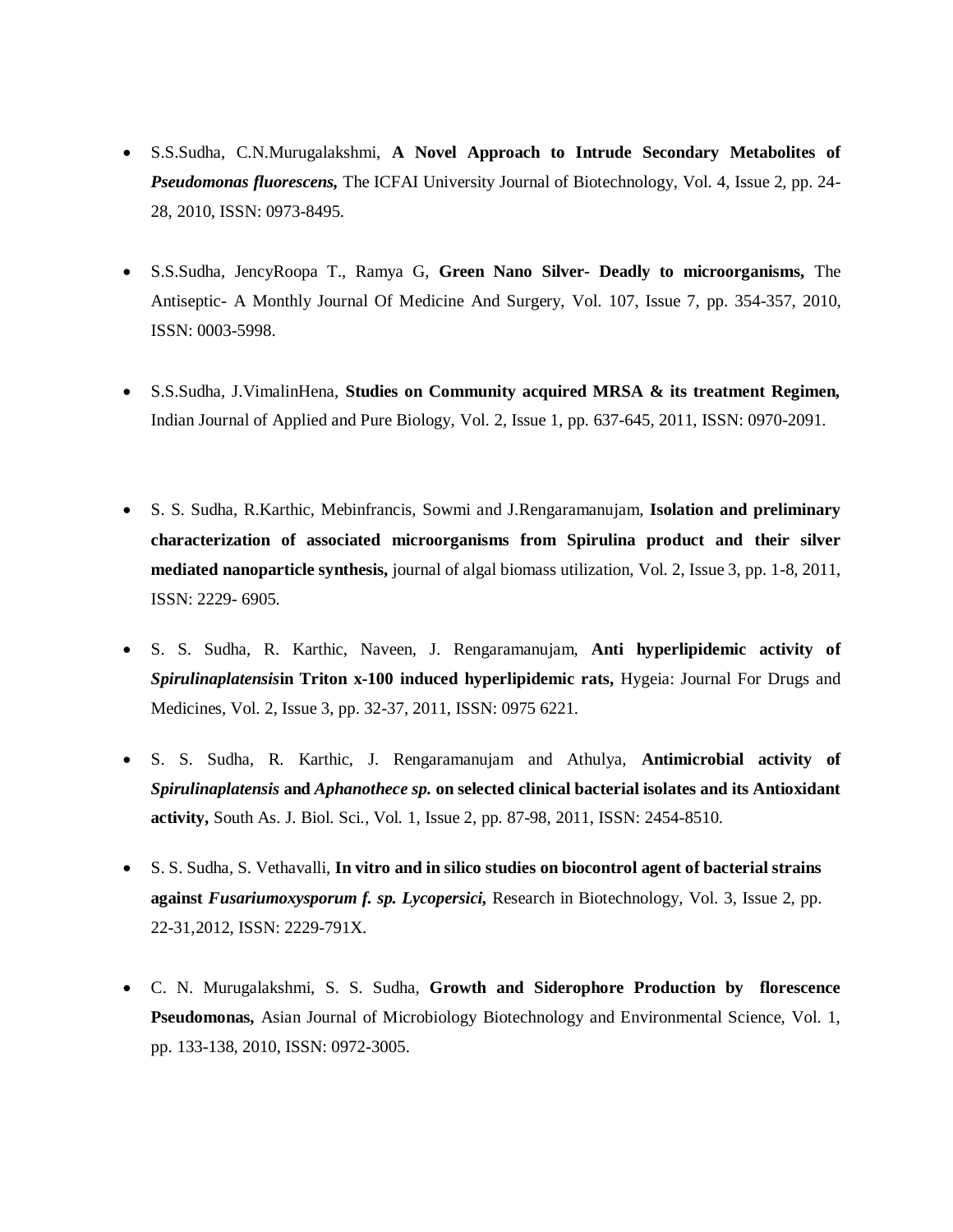- S.S.Sudha, C.N.Murugalakshmi, **A Novel Approach to Intrude Secondary Metabolites of *Pseudomonas fluorescens*,** The ICFAI University Journal of Biotechnology, Vol. 4, Issue 2, pp. 24-28, 2010, ISSN: 0973-8495.

- S.S.Sudha, JencyRoopa T., Ramya G, **Green Nano Silver- Deadly to microorganisms,** The Antiseptic- A Monthly Journal Of Medicine And Surgery, Vol. 107, Issue 7, pp. 354-357, 2010, ISSN: 0003-5998.

- S.S.Sudha, J.VimalinHena, **Studies on Community acquired MRSA & its treatment Regimen,** Indian Journal of Applied and Pure Biology, Vol. 2, Issue 1, pp. 637-645, 2011, ISSN: 0970-2091.

- S. S. Sudha, R.Karthic, Mebinfrancis, Sowmi and J.Rengaramanujam, **Isolation and preliminary characterization of associated microorganisms from Spirulina product and their silver mediated nanoparticle synthesis,** journal of algal biomass utilization, Vol. 2, Issue 3, pp. 1-8, 2011, ISSN: 2229- 6905.

- S. S. Sudha, R. Karthic, Naveen, J. Rengaramanujam, **Anti hyperlipidemic activity of *Spirulinaplatensis*in Triton x-100 induced hyperlipidemic rats,** Hygeia: Journal For Drugs and Medicines, Vol. 2, Issue 3, pp. 32-37, 2011, ISSN: 0975 6221.

- S. S. Sudha, R. Karthic, J. Rengaramanujam and Athulya, **Antimicrobial activity of *Spirulinaplatensis* and *Aphanothece sp.* on selected clinical bacterial isolates and its Antioxidant activity,** South As. J. Biol. Sci., Vol. 1, Issue 2, pp. 87-98, 2011, ISSN: 2454-8510.

- S. S. Sudha, S. Vethavalli, **In vitro and in silico studies on biocontrol agent of bacterial strains against *Fusariumoxysporum f. sp. Lycopersici*,** Research in Biotechnology, Vol. 3, Issue 2, pp. 22-31,2012, ISSN: 2229-791X.

- C. N. Murugalakshmi, S. S. Sudha, **Growth and Siderophore Production by florescence Pseudomonas,** Asian Journal of Microbiology Biotechnology and Environmental Science, Vol. 1, pp. 133-138, 2010, ISSN: 0972-3005.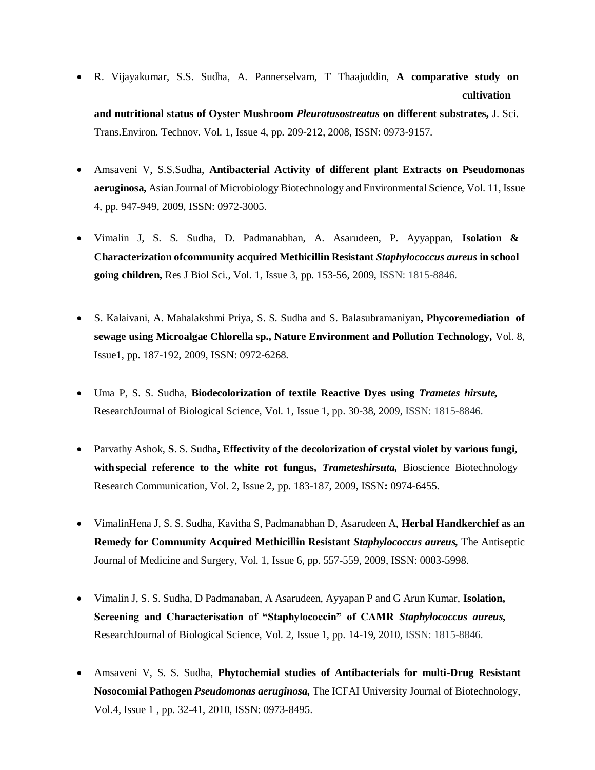- R. Vijayakumar, S.S. Sudha, A. Pannerselvam, T Thaajuddin, **A comparative study on cultivation and nutritional status of Oyster Mushroom *Pleurotusostreatus* on different substrates,** J. Sci. Trans.Environ. Technov. Vol. 1, Issue 4, pp. 209-212, 2008, ISSN: 0973-9157.

- Amsaveni V, S.S.Sudha, **Antibacterial Activity of different plant Extracts on Pseudomonas aeruginosa,** Asian Journal of Microbiology Biotechnology and Environmental Science, Vol. 11, Issue 4, pp. 947-949, 2009, ISSN: 0972-3005.

- Vimalin J, S. S. Sudha, D. Padmanabhan, A. Asarudeen, P. Ayyappan, **Isolation & Characterization ofcommunity acquired Methicillin Resistant *Staphylococcus aureus* in school going children,** Res J Biol Sci., Vol. 1, Issue 3, pp. 153-56, 2009, ISSN: 1815-8846.

- S. Kalaivani, A. Mahalakshmi Priya, S. S. Sudha and S. Balasubramaniyan**, Phycoremediation of sewage using Microalgae Chlorella sp., Nature Environment and Pollution Technology,** Vol. 8, Issue1, pp. 187-192, 2009, ISSN: 0972-6268.

- Uma P, S. S. Sudha, **Biodecolorization of textile Reactive Dyes using *Trametes hirsute,*** ResearchJournal of Biological Science, Vol. 1, Issue 1, pp. 30-38, 2009, ISSN: 1815-8846.

- Parvathy Ashok, **S**. S. Sudha**, Effectivity of the decolorization of crystal violet by various fungi, withspecial reference to the white rot fungus, *Trameteshirsuta,*** Bioscience Biotechnology Research Communication, Vol. 2, Issue 2, pp. 183-187, 2009, ISSN**:** 0974-6455.

- VimalinHena J, S. S. Sudha, Kavitha S, Padmanabhan D, Asarudeen A, **Herbal Handkerchief as an Remedy for Community Acquired Methicillin Resistant *Staphylococcus aureus,*** The Antiseptic Journal of Medicine and Surgery, Vol. 1, Issue 6, pp. 557-559, 2009, ISSN: 0003-5998.

- Vimalin J, S. S. Sudha, D Padmanaban, A Asarudeen, Ayyapan P and G Arun Kumar, **Isolation, Screening and Characterisation of "Staphylococcin" of CAMR *Staphylococcus aureus,*** ResearchJournal of Biological Science, Vol. 2, Issue 1, pp. 14-19, 2010, ISSN: 1815-8846.

- Amsaveni V, S. S. Sudha, **Phytochemial studies of Antibacterials for multi-Drug Resistant Nosocomial Pathogen *Pseudomonas aeruginosa,*** The ICFAI University Journal of Biotechnology, Vol.4, Issue 1 , pp. 32-41, 2010, ISSN: 0973-8495.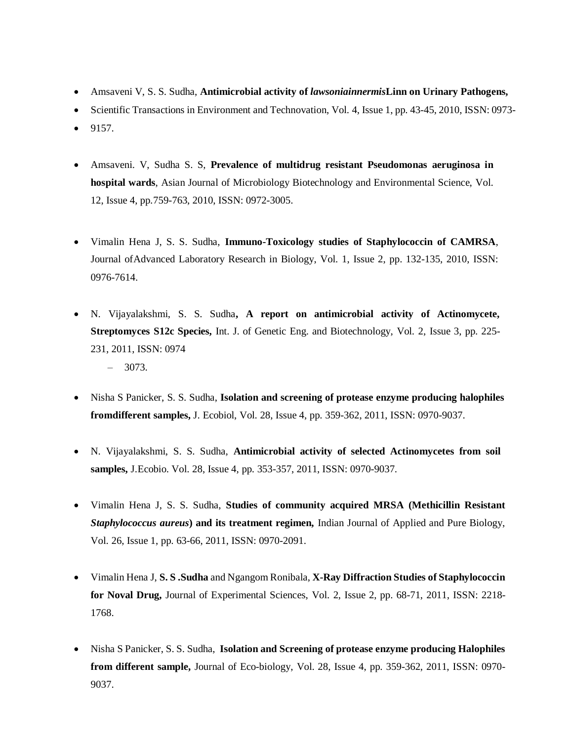- Amsaveni V, S. S. Sudha, **Antimicrobial activity of *lawsoniainnermis*Linn on Urinary Pathogens,**
- Scientific Transactions in Environment and Technovation, Vol. 4, Issue 1, pp. 43-45, 2010, ISSN: 0973-
- 9157.

- Amsaveni. V, Sudha S. S, **Prevalence of multidrug resistant Pseudomonas aeruginosa in hospital wards**, Asian Journal of Microbiology Biotechnology and Environmental Science, Vol. 12, Issue 4, pp.759-763, 2010, ISSN: 0972-3005.

- Vimalin Hena J, S. S. Sudha, **Immuno-Toxicology studies of Staphylococcin of CAMRSA**, Journal ofAdvanced Laboratory Research in Biology, Vol. 1, Issue 2, pp. 132-135, 2010, ISSN: 0976-7614.

- N. Vijayalakshmi, S. S. Sudha**, A report on antimicrobial activity of Actinomycete, Streptomyces S12c Species,** Int. J. of Genetic Eng. and Biotechnology, Vol. 2, Issue 3, pp. 225-231, 2011, ISSN: 0974
  - 3073.

- Nisha S Panicker, S. S. Sudha, **Isolation and screening of protease enzyme producing halophiles fromdifferent samples,** J. Ecobiol, Vol. 28, Issue 4, pp. 359-362, 2011, ISSN: 0970-9037.

- N. Vijayalakshmi, S. S. Sudha, **Antimicrobial activity of selected Actinomycetes from soil samples,** J.Ecobio. Vol. 28, Issue 4, pp. 353-357, 2011, ISSN: 0970-9037.

- Vimalin Hena J, S. S. Sudha, **Studies of community acquired MRSA (Methicillin Resistant *Staphylococcus aureus*) and its treatment regimen,** Indian Journal of Applied and Pure Biology, Vol. 26, Issue 1, pp. 63-66, 2011, ISSN: 0970-2091.

- Vimalin Hena J, **S. S .Sudha** and Ngangom Ronibala, **X-Ray Diffraction Studies of Staphylococcin for Noval Drug,** Journal of Experimental Sciences, Vol. 2, Issue 2, pp. 68-71, 2011, ISSN: 2218-1768.

- Nisha S Panicker, S. S. Sudha, **Isolation and Screening of protease enzyme producing Halophiles from different sample,** Journal of Eco-biology, Vol. 28, Issue 4, pp. 359-362, 2011, ISSN: 0970-9037.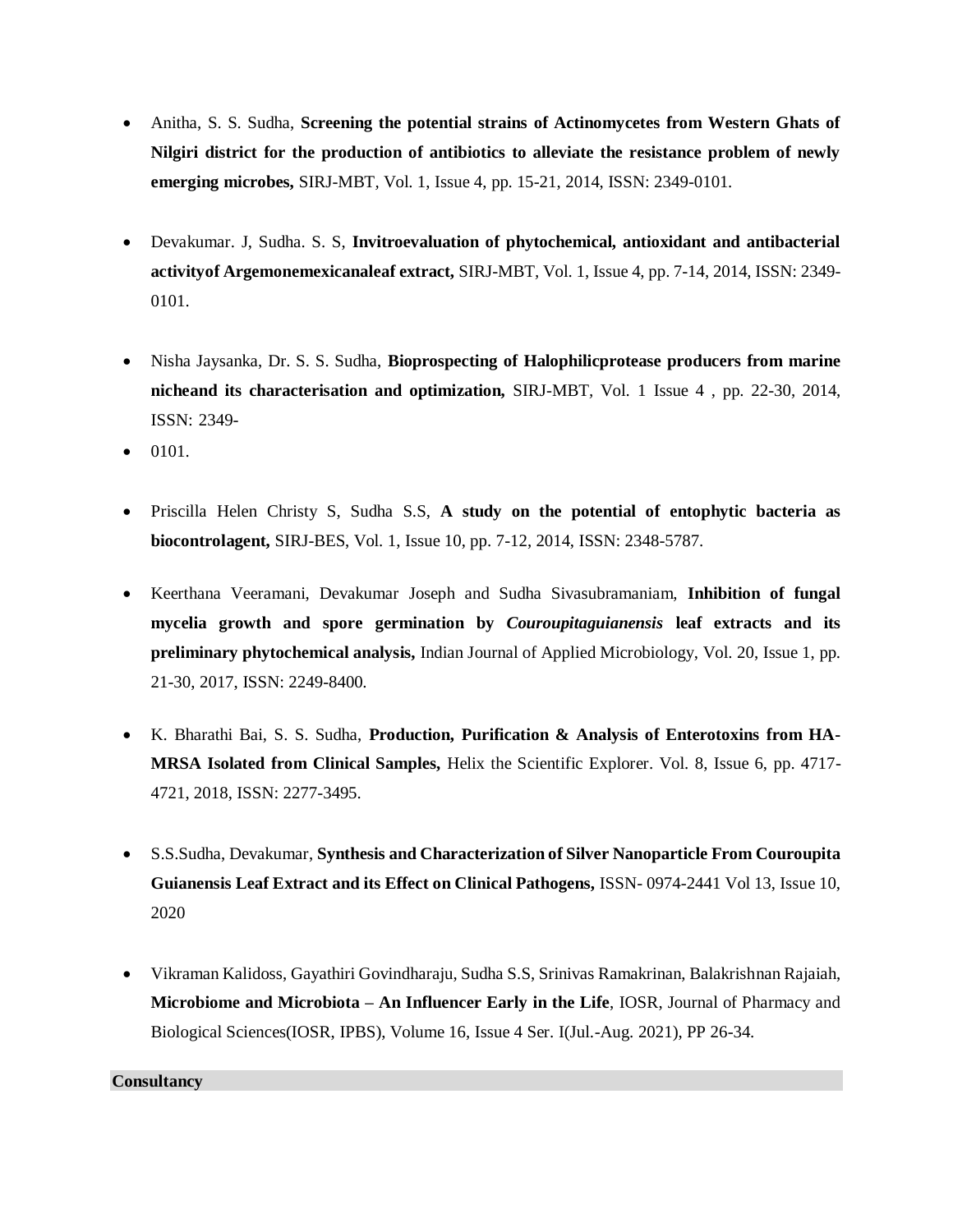- Anitha, S. S. Sudha, **Screening the potential strains of Actinomycetes from Western Ghats of Nilgiri district for the production of antibiotics to alleviate the resistance problem of newly emerging microbes,** SIRJ-MBT, Vol. 1, Issue 4, pp. 15-21, 2014, ISSN: 2349-0101.

- Devakumar. J, Sudha. S. S, **Invitroevaluation of phytochemical, antioxidant and antibacterial activityof Argemonemexicanaleaf extract,** SIRJ-MBT, Vol. 1, Issue 4, pp. 7-14, 2014, ISSN: 2349-0101.

- Nisha Jaysanka, Dr. S. S. Sudha, **Bioprospecting of Halophilicprotease producers from marine nicheand its characterisation and optimization,** SIRJ-MBT, Vol. 1 Issue 4 , pp. 22-30, 2014, ISSN: 2349-
- 0101.

- Priscilla Helen Christy S, Sudha S.S, **A study on the potential of entophytic bacteria as biocontrolagent,** SIRJ-BES, Vol. 1, Issue 10, pp. 7-12, 2014, ISSN: 2348-5787.

- Keerthana Veeramani, Devakumar Joseph and Sudha Sivasubramaniam, **Inhibition of fungal mycelia growth and spore germination by *Couroupitaguianensis* leaf extracts and its preliminary phytochemical analysis,** Indian Journal of Applied Microbiology, Vol. 20, Issue 1, pp. 21-30, 2017, ISSN: 2249-8400.

- K. Bharathi Bai, S. S. Sudha, **Production, Purification & Analysis of Enterotoxins from HA-MRSA Isolated from Clinical Samples,** Helix the Scientific Explorer. Vol. 8, Issue 6, pp. 4717-4721, 2018, ISSN: 2277-3495.

- S.S.Sudha, Devakumar, **Synthesis and Characterization of Silver Nanoparticle From Couroupita Guianensis Leaf Extract and its Effect on Clinical Pathogens,** ISSN- 0974-2441 Vol 13, Issue 10, 2020

- Vikraman Kalidoss, Gayathiri Govindharaju, Sudha S.S, Srinivas Ramakrinan, Balakrishnan Rajaiah, **Microbiome and Microbiota – An Influencer Early in the Life**, IOSR, Journal of Pharmacy and Biological Sciences(IOSR, IPBS), Volume 16, Issue 4 Ser. I(Jul.-Aug. 2021), PP 26-34.

**Consultancy**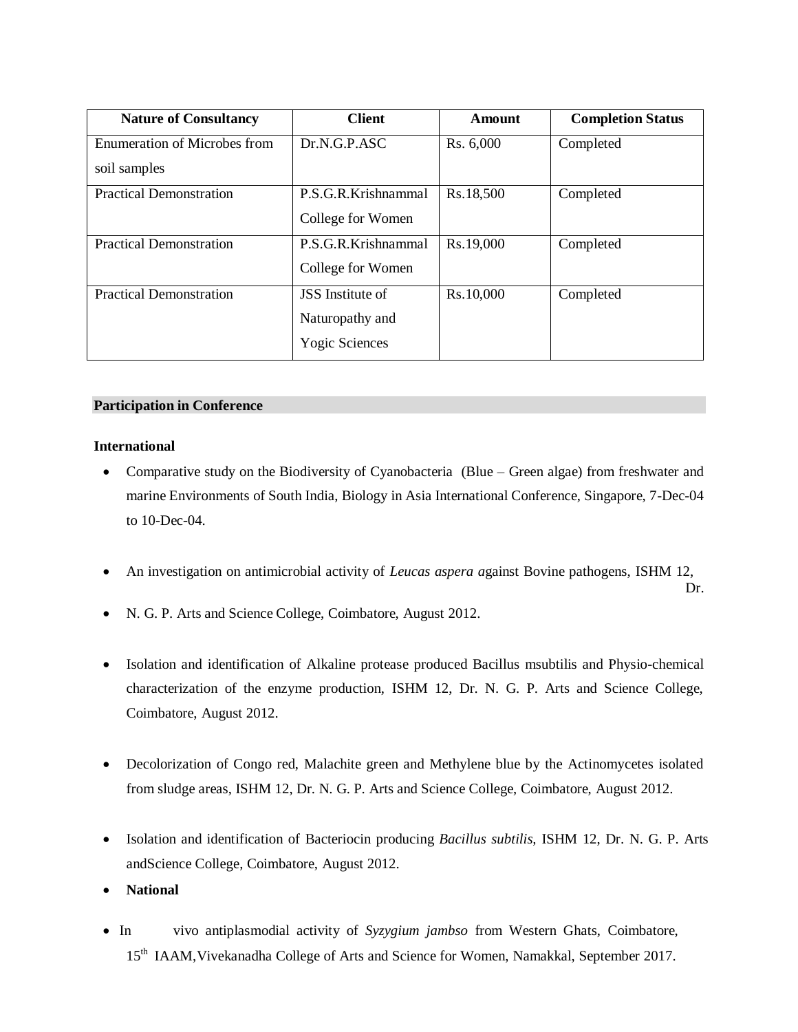| Nature of Consultancy | Client | Amount | Completion Status |
| --- | --- | --- | --- |
| Enumeration of Microbes from soil samples | Dr.N.G.P.ASC | Rs. 6,000 | Completed |
| Practical Demonstration | P.S.G.R.Krishnammal College for Women | Rs.18,500 | Completed |
| Practical Demonstration | P.S.G.R.Krishnammal College for Women | Rs.19,000 | Completed |
| Practical Demonstration | JSS Institute of Naturopathy and Yogic Sciences | Rs.10,000 | Completed |

**Participation in Conference**

**International**

- Comparative study on the Biodiversity of Cyanobacteria (Blue – Green algae) from freshwater and marine Environments of South India, Biology in Asia International Conference, Singapore, 7-Dec-04 to 10-Dec-04.
- An investigation on antimicrobial activity of *Leucas aspera a*gainst Bovine pathogens, ISHM 12, Dr.
- N. G. P. Arts and Science College, Coimbatore, August 2012.
- Isolation and identification of Alkaline protease produced Bacillus msubtilis and Physio-chemical characterization of the enzyme production, ISHM 12, Dr. N. G. P. Arts and Science College, Coimbatore, August 2012.
- Decolorization of Congo red, Malachite green and Methylene blue by the Actinomycetes isolated from sludge areas, ISHM 12, Dr. N. G. P. Arts and Science College, Coimbatore, August 2012.
- Isolation and identification of Bacteriocin producing *Bacillus subtilis,* ISHM 12, Dr. N. G. P. Arts andScience College, Coimbatore, August 2012.
- **National**
- In vivo antiplasmodial activity of *Syzygium jambso* from Western Ghats, Coimbatore, 15th IAAM,Vivekanadha College of Arts and Science for Women, Namakkal, September 2017.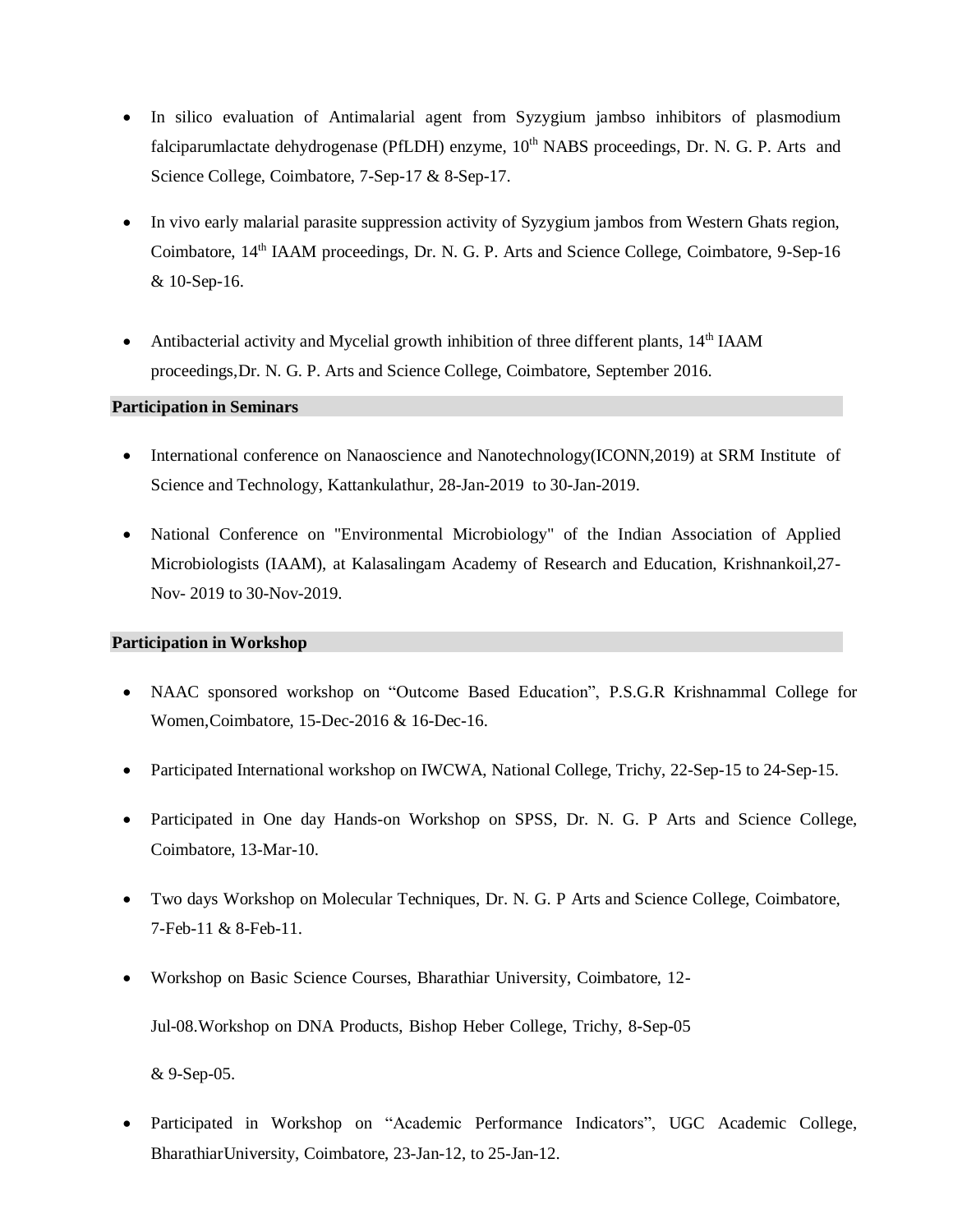- In silico evaluation of Antimalarial agent from Syzygium jambso inhibitors of plasmodium falciparumlactate dehydrogenase (PfLDH) enzyme, 10th NABS proceedings, Dr. N. G. P. Arts and Science College, Coimbatore, 7-Sep-17 & 8-Sep-17.

- In vivo early malarial parasite suppression activity of Syzygium jambos from Western Ghats region, Coimbatore, 14th IAAM proceedings, Dr. N. G. P. Arts and Science College, Coimbatore, 9-Sep-16 & 10-Sep-16.

- Antibacterial activity and Mycelial growth inhibition of three different plants, 14th IAAM proceedings,Dr. N. G. P. Arts and Science College, Coimbatore, September 2016.

**Participation in Seminars**

- International conference on Nanaoscience and Nanotechnology(ICONN,2019) at SRM Institute of Science and Technology, Kattankulathur, 28-Jan-2019 to 30-Jan-2019.

- National Conference on "Environmental Microbiology" of the Indian Association of Applied Microbiologists (IAAM), at Kalasalingam Academy of Research and Education, Krishnankoil,27-Nov- 2019 to 30-Nov-2019.

**Participation in Workshop**

- NAAC sponsored workshop on "Outcome Based Education", P.S.G.R Krishnammal College for Women,Coimbatore, 15-Dec-2016 & 16-Dec-16.

- Participated International workshop on IWCWA, National College, Trichy, 22-Sep-15 to 24-Sep-15.

- Participated in One day Hands-on Workshop on SPSS, Dr. N. G. P Arts and Science College, Coimbatore, 13-Mar-10.

- Two days Workshop on Molecular Techniques, Dr. N. G. P Arts and Science College, Coimbatore, 7-Feb-11 & 8-Feb-11.

- Workshop on Basic Science Courses, Bharathiar University, Coimbatore, 12-Jul-08.Workshop on DNA Products, Bishop Heber College, Trichy, 8-Sep-05 & 9-Sep-05.

- Participated in Workshop on "Academic Performance Indicators", UGC Academic College, BharathiarUniversity, Coimbatore, 23-Jan-12, to 25-Jan-12.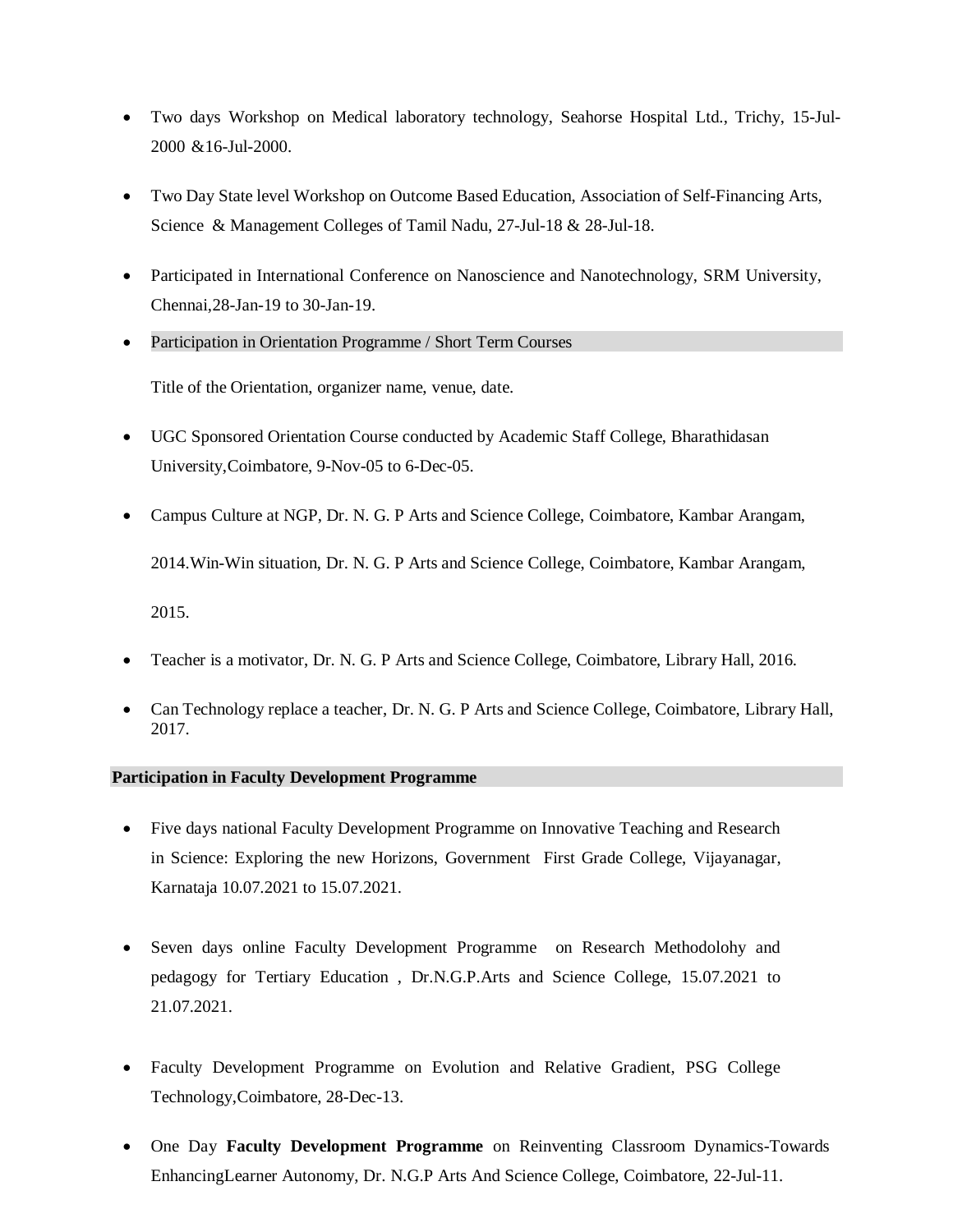- Two days Workshop on Medical laboratory technology, Seahorse Hospital Ltd., Trichy, 15-Jul-2000 &16-Jul-2000.
- Two Day State level Workshop on Outcome Based Education, Association of Self-Financing Arts, Science & Management Colleges of Tamil Nadu, 27-Jul-18 & 28-Jul-18.
- Participated in International Conference on Nanoscience and Nanotechnology, SRM University, Chennai,28-Jan-19 to 30-Jan-19.
- Participation in Orientation Programme / Short Term Courses

  Title of the Orientation, organizer name, venue, date.

- UGC Sponsored Orientation Course conducted by Academic Staff College, Bharathidasan University,Coimbatore, 9-Nov-05 to 6-Dec-05.
- Campus Culture at NGP, Dr. N. G. P Arts and Science College, Coimbatore, Kambar Arangam,

  2014.Win-Win situation, Dr. N. G. P Arts and Science College, Coimbatore, Kambar Arangam,

  2015.

- Teacher is a motivator, Dr. N. G. P Arts and Science College, Coimbatore, Library Hall, 2016.
- Can Technology replace a teacher, Dr. N. G. P Arts and Science College, Coimbatore, Library Hall, 2017.

**Participation in Faculty Development Programme**

- Five days national Faculty Development Programme on Innovative Teaching and Research in Science: Exploring the new Horizons, Government First Grade College, Vijayanagar, Karnataja 10.07.2021 to 15.07.2021.
- Seven days online Faculty Development Programme on Research Methodolohy and pedagogy for Tertiary Education , Dr.N.G.P.Arts and Science College, 15.07.2021 to 21.07.2021.
- Faculty Development Programme on Evolution and Relative Gradient, PSG College Technology,Coimbatore, 28-Dec-13.
- One Day **Faculty Development Programme** on Reinventing Classroom Dynamics-Towards EnhancingLearner Autonomy, Dr. N.G.P Arts And Science College, Coimbatore, 22-Jul-11.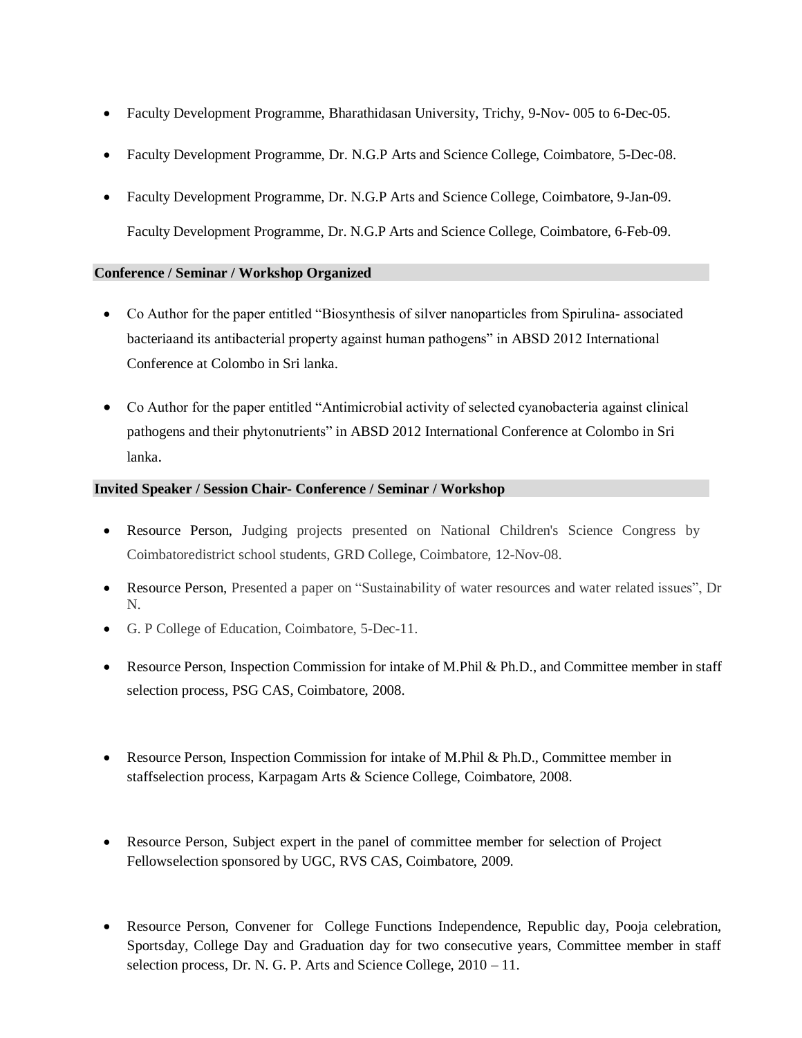- Faculty Development Programme, Bharathidasan University, Trichy, 9-Nov- 005 to 6-Dec-05.
- Faculty Development Programme, Dr. N.G.P Arts and Science College, Coimbatore, 5-Dec-08.
- Faculty Development Programme, Dr. N.G.P Arts and Science College, Coimbatore, 9-Jan-09.

  Faculty Development Programme, Dr. N.G.P Arts and Science College, Coimbatore, 6-Feb-09.

**Conference / Seminar / Workshop Organized**

- Co Author for the paper entitled "Biosynthesis of silver nanoparticles from Spirulina- associated bacteriaand its antibacterial property against human pathogens" in ABSD 2012 International Conference at Colombo in Sri lanka.
- Co Author for the paper entitled "Antimicrobial activity of selected cyanobacteria against clinical pathogens and their phytonutrients" in ABSD 2012 International Conference at Colombo in Sri lanka.

**Invited Speaker / Session Chair- Conference / Seminar / Workshop**

- Resource Person, Judging projects presented on National Children's Science Congress by Coimbatoredistrict school students, GRD College, Coimbatore, 12-Nov-08.
- Resource Person, Presented a paper on "Sustainability of water resources and water related issues", Dr N.
- G. P College of Education, Coimbatore, 5-Dec-11.
- Resource Person, Inspection Commission for intake of M.Phil & Ph.D., and Committee member in staff selection process, PSG CAS, Coimbatore, 2008.
- Resource Person, Inspection Commission for intake of M.Phil & Ph.D., Committee member in staffselection process, Karpagam Arts & Science College, Coimbatore, 2008.
- Resource Person, Subject expert in the panel of committee member for selection of Project Fellowselection sponsored by UGC, RVS CAS, Coimbatore, 2009.
- Resource Person, Convener for College Functions Independence, Republic day, Pooja celebration, Sportsday, College Day and Graduation day for two consecutive years, Committee member in staff selection process, Dr. N. G. P. Arts and Science College, 2010 – 11.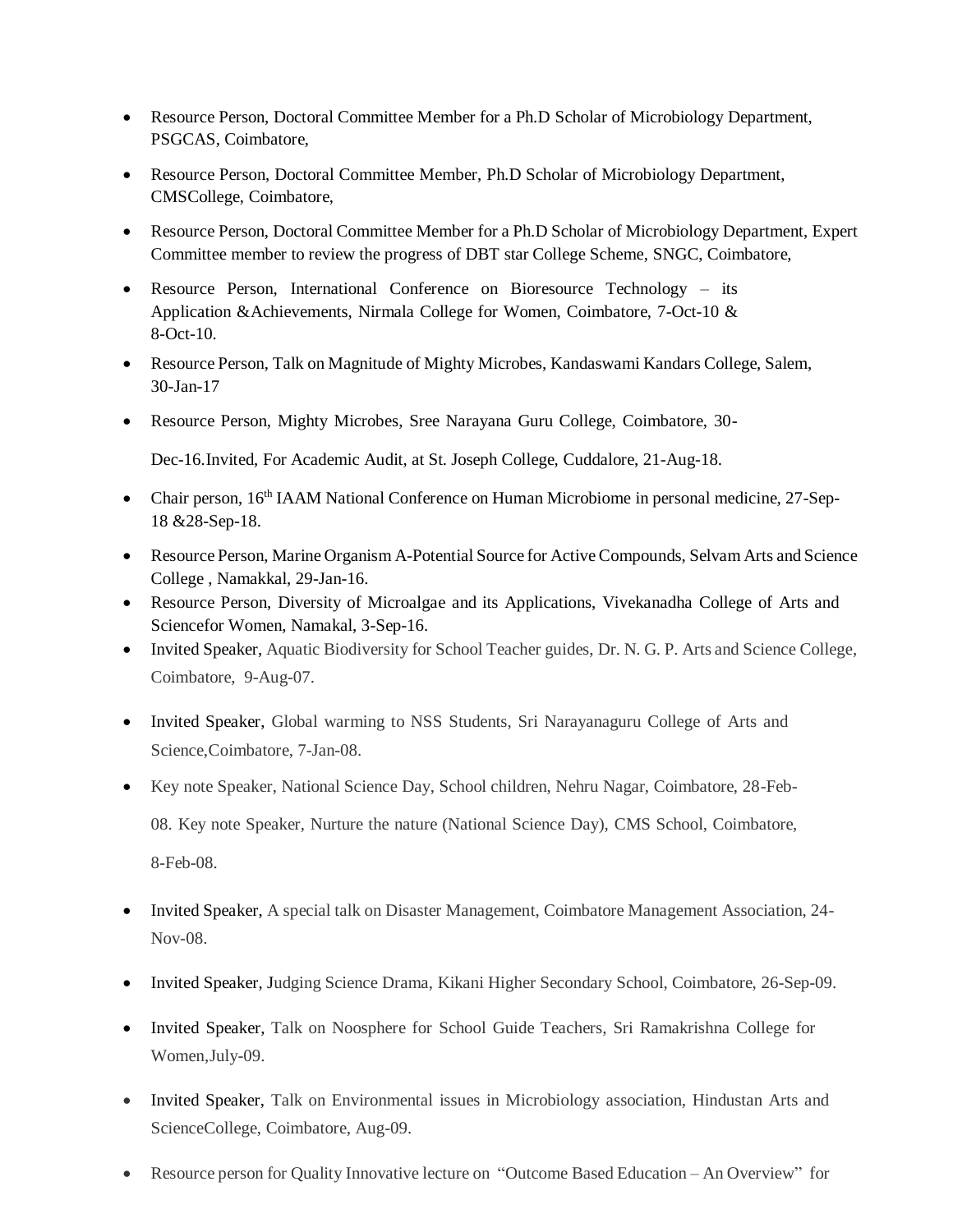- Resource Person, Doctoral Committee Member for a Ph.D Scholar of Microbiology Department, PSGCAS, Coimbatore,
- Resource Person, Doctoral Committee Member, Ph.D Scholar of Microbiology Department, CMSCollege, Coimbatore,
- Resource Person, Doctoral Committee Member for a Ph.D Scholar of Microbiology Department, Expert Committee member to review the progress of DBT star College Scheme, SNGC, Coimbatore,
- Resource Person, International Conference on Bioresource Technology – its Application &Achievements, Nirmala College for Women, Coimbatore, 7-Oct-10 & 8-Oct-10.
- Resource Person, Talk on Magnitude of Mighty Microbes, Kandaswami Kandars College, Salem, 30-Jan-17
- Resource Person, Mighty Microbes, Sree Narayana Guru College, Coimbatore, 30-Dec-16.Invited, For Academic Audit, at St. Joseph College, Cuddalore, 21-Aug-18.
- Chair person, 16th IAAM National Conference on Human Microbiome in personal medicine, 27-Sep-18 &28-Sep-18.
- Resource Person, Marine Organism A-Potential Source for Active Compounds, Selvam Arts and Science College , Namakkal, 29-Jan-16.
- Resource Person, Diversity of Microalgae and its Applications, Vivekanadha College of Arts and Sciencefor Women, Namakal, 3-Sep-16.
- Invited Speaker, Aquatic Biodiversity for School Teacher guides, Dr. N. G. P. Arts and Science College, Coimbatore, 9-Aug-07.
- Invited Speaker, Global warming to NSS Students, Sri Narayanaguru College of Arts and Science,Coimbatore, 7-Jan-08.
- Key note Speaker, National Science Day, School children, Nehru Nagar, Coimbatore, 28-Feb-08. Key note Speaker, Nurture the nature (National Science Day), CMS School, Coimbatore, 8-Feb-08.
- Invited Speaker, A special talk on Disaster Management, Coimbatore Management Association, 24-Nov-08.
- Invited Speaker, Judging Science Drama, Kikani Higher Secondary School, Coimbatore, 26-Sep-09.
- Invited Speaker, Talk on Noosphere for School Guide Teachers, Sri Ramakrishna College for Women,July-09.
- Invited Speaker, Talk on Environmental issues in Microbiology association, Hindustan Arts and ScienceCollege, Coimbatore, Aug-09.
- Resource person for Quality Innovative lecture on "Outcome Based Education – An Overview" for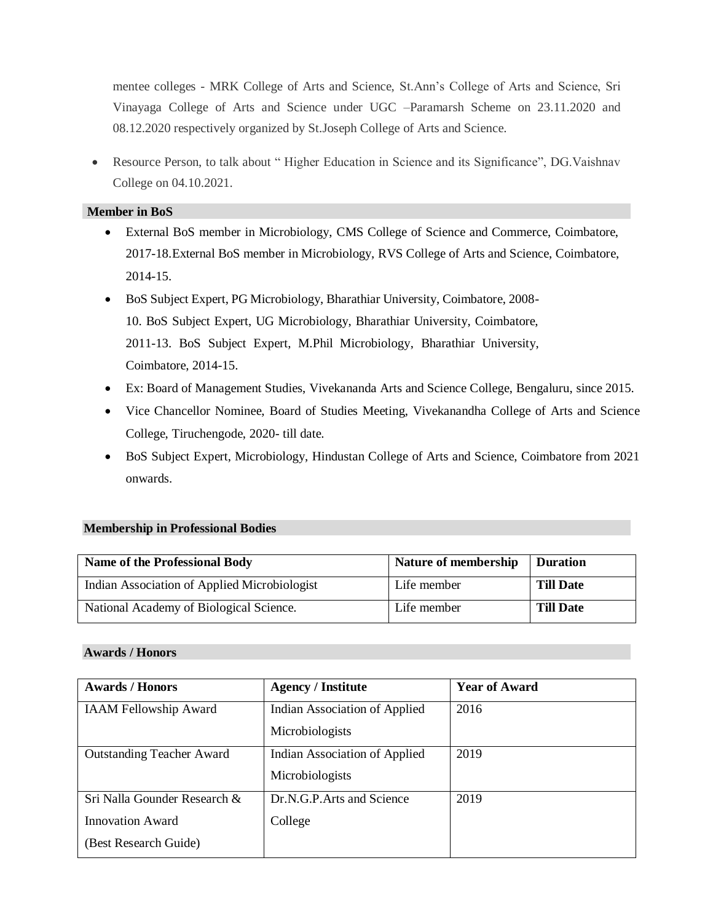mentee colleges - MRK College of Arts and Science, St.Ann's College of Arts and Science, Sri Vinayaga College of Arts and Science under UGC –Paramarsh Scheme on 23.11.2020 and 08.12.2020 respectively organized by St.Joseph College of Arts and Science.

- Resource Person, to talk about " Higher Education in Science and its Significance", DG.Vaishnav College on 04.10.2021.

## Member in BoS

- External BoS member in Microbiology, CMS College of Science and Commerce, Coimbatore, 2017-18.External BoS member in Microbiology, RVS College of Arts and Science, Coimbatore, 2014-15.
- BoS Subject Expert, PG Microbiology, Bharathiar University, Coimbatore, 2008-10. BoS Subject Expert, UG Microbiology, Bharathiar University, Coimbatore, 2011-13. BoS Subject Expert, M.Phil Microbiology, Bharathiar University, Coimbatore, 2014-15.
- Ex: Board of Management Studies, Vivekananda Arts and Science College, Bengaluru, since 2015.
- Vice Chancellor Nominee, Board of Studies Meeting, Vivekanandha College of Arts and Science College, Tiruchengode, 2020- till date.
- BoS Subject Expert, Microbiology, Hindustan College of Arts and Science, Coimbatore from 2021 onwards.

## Membership in Professional Bodies

| Name of the Professional Body | Nature of membership | Duration |
|---|---|---|
| Indian Association of Applied Microbiologist | Life member | **Till Date** |
| National Academy of Biological Science. | Life member | **Till Date** |

## Awards / Honors

| Awards / Honors | Agency / Institute | Year of Award |
|---|---|---|
| IAAM Fellowship Award | Indian Association of Applied Microbiologists | 2016 |
| Outstanding Teacher Award | Indian Association of Applied Microbiologists | 2019 |
| Sri Nalla Gounder Research & Innovation Award (Best Research Guide) | Dr.N.G.P.Arts and Science College | 2019 |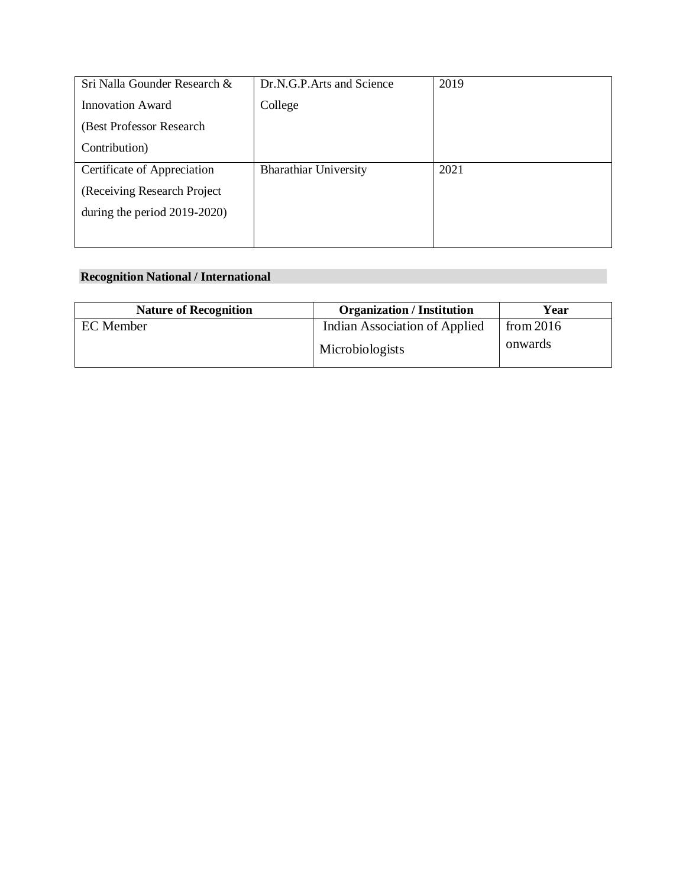| | | |
|---|---|---|
| Sri Nalla Gounder Research & Innovation Award (Best Professor Research Contribution) | Dr.N.G.P.Arts and Science College | 2019 |
| Certificate of Appreciation (Receiving Research Project during the period 2019-2020) | Bharathiar University | 2021 |

**Recognition National / International**

| Nature of Recognition | Organization / Institution | Year |
|---|---|---|
| EC Member | Indian Association of Applied Microbiologists | from 2016 onwards |